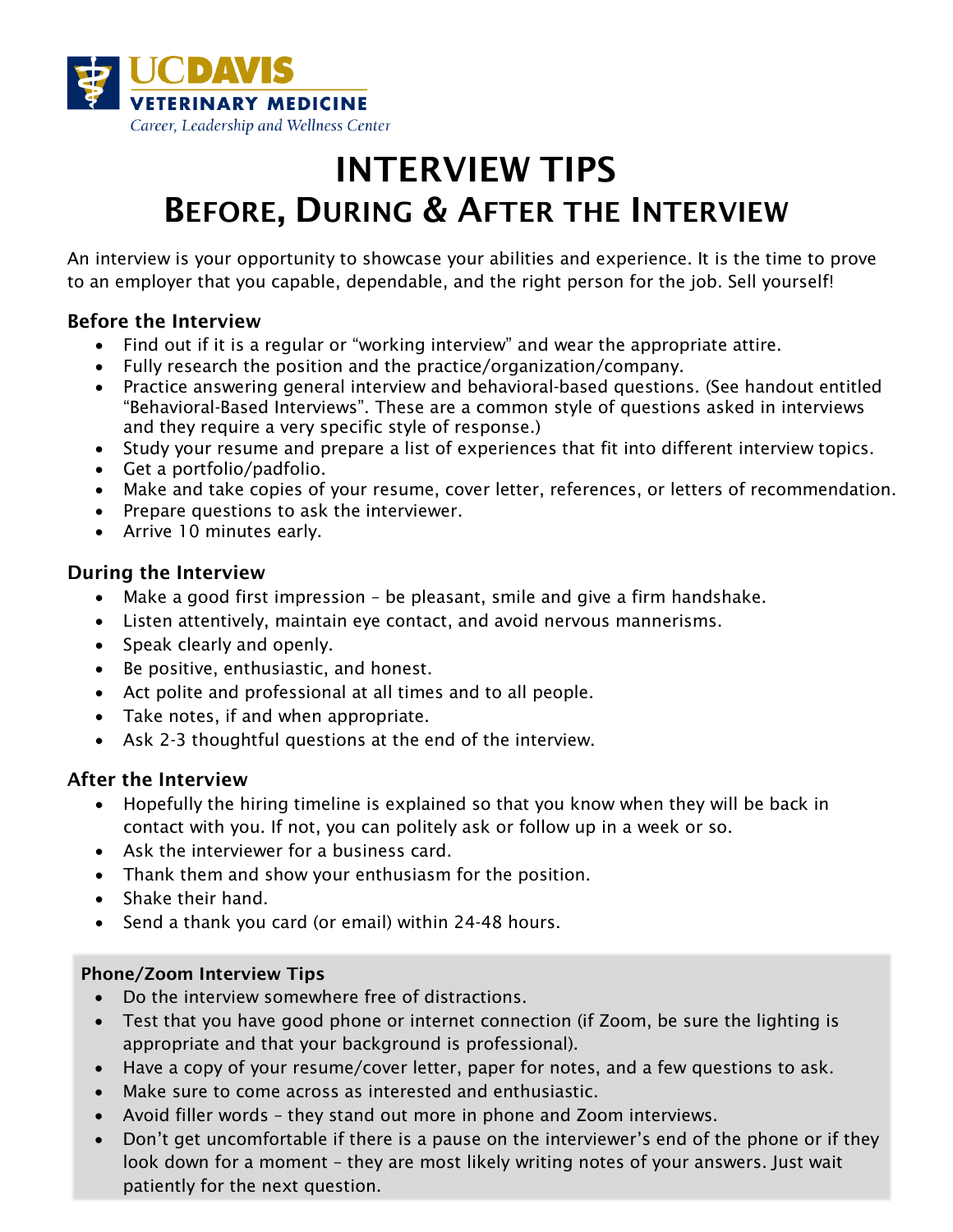UCDAVIS
VETERINARY MEDICINE
*Career, Leadership and Wellness Center*

# INTERVIEW TIPS
## Before, During & After the Interview

An interview is your opportunity to showcase your abilities and experience. It is the time to prove to an employer that you capable, dependable, and the right person for the job. Sell yourself!

### Before the Interview

- Find out if it is a regular or "working interview" and wear the appropriate attire.
- Fully research the position and the practice/organization/company.
- Practice answering general interview and behavioral-based questions. (See handout entitled "Behavioral-Based Interviews". These are a common style of questions asked in interviews and they require a very specific style of response.)
- Study your resume and prepare a list of experiences that fit into different interview topics.
- Get a portfolio/padfolio.
- Make and take copies of your resume, cover letter, references, or letters of recommendation.
- Prepare questions to ask the interviewer.
- Arrive 10 minutes early.

### During the Interview

- Make a good first impression – be pleasant, smile and give a firm handshake.
- Listen attentively, maintain eye contact, and avoid nervous mannerisms.
- Speak clearly and openly.
- Be positive, enthusiastic, and honest.
- Act polite and professional at all times and to all people.
- Take notes, if and when appropriate.
- Ask 2-3 thoughtful questions at the end of the interview.

### After the Interview

- Hopefully the hiring timeline is explained so that you know when they will be back in contact with you. If not, you can politely ask or follow up in a week or so.
- Ask the interviewer for a business card.
- Thank them and show your enthusiasm for the position.
- Shake their hand.
- Send a thank you card (or email) within 24-48 hours.

### Phone/Zoom Interview Tips

- Do the interview somewhere free of distractions.
- Test that you have good phone or internet connection (if Zoom, be sure the lighting is appropriate and that your background is professional).
- Have a copy of your resume/cover letter, paper for notes, and a few questions to ask.
- Make sure to come across as interested and enthusiastic.
- Avoid filler words – they stand out more in phone and Zoom interviews.
- Don't get uncomfortable if there is a pause on the interviewer's end of the phone or if they look down for a moment – they are most likely writing notes of your answers. Just wait patiently for the next question.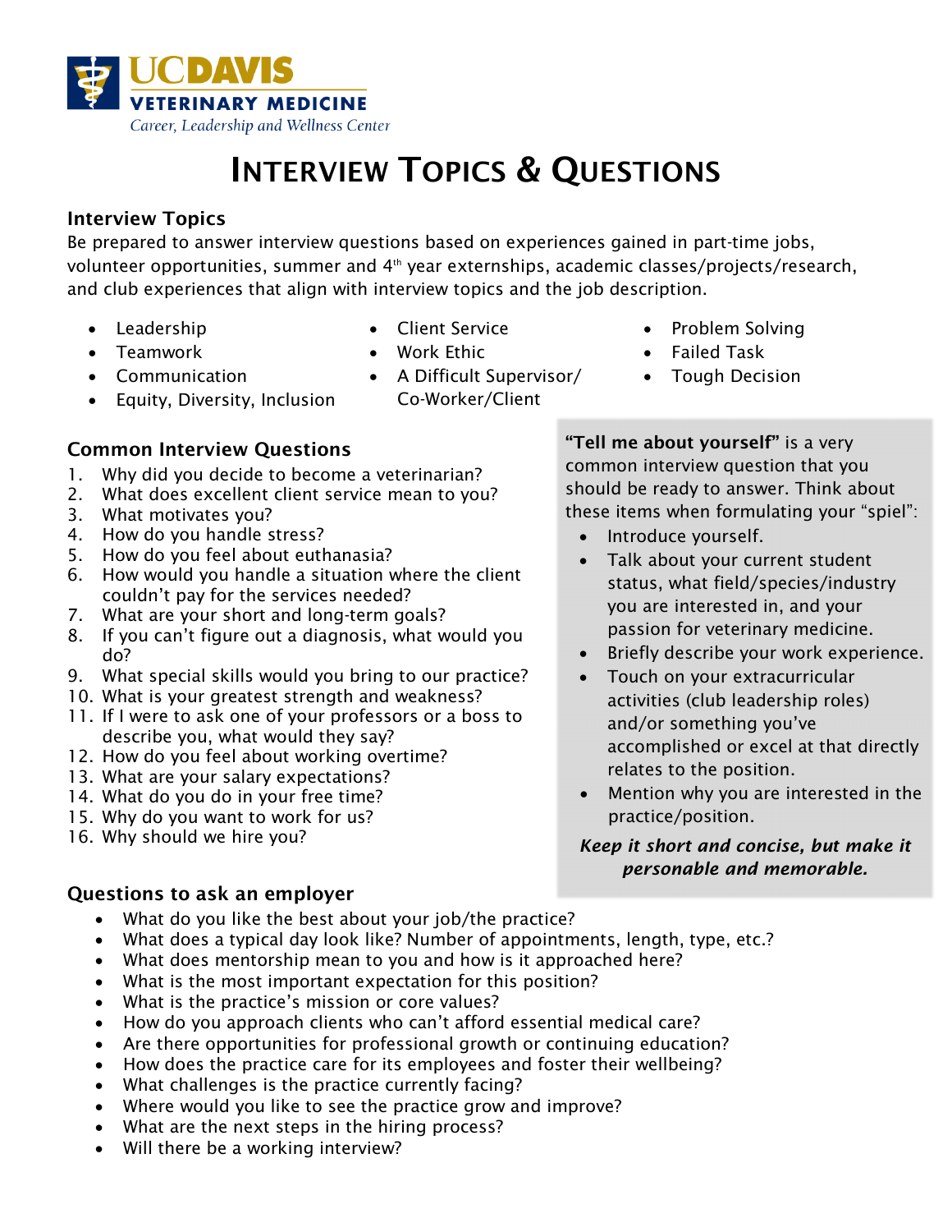UC DAVIS
VETERINARY MEDICINE
*Career, Leadership and Wellness Center*

# Interview Topics & Questions

## Interview Topics

Be prepared to answer interview questions based on experiences gained in part-time jobs, volunteer opportunities, summer and 4th year externships, academic classes/projects/research, and club experiences that align with interview topics and the job description.

- Leadership
- Teamwork
- Communication
- Equity, Diversity, Inclusion
- Client Service
- Work Ethic
- A Difficult Supervisor/ Co-Worker/Client
- Problem Solving
- Failed Task
- Tough Decision

## Common Interview Questions

1. Why did you decide to become a veterinarian?
2. What does excellent client service mean to you?
3. What motivates you?
4. How do you handle stress?
5. How do you feel about euthanasia?
6. How would you handle a situation where the client couldn't pay for the services needed?
7. What are your short and long-term goals?
8. If you can't figure out a diagnosis, what would you do?
9. What special skills would you bring to our practice?
10. What is your greatest strength and weakness?
11. If I were to ask one of your professors or a boss to describe you, what would they say?
12. How do you feel about working overtime?
13. What are your salary expectations?
14. What do you do in your free time?
15. Why do you want to work for us?
16. Why should we hire you?

**"Tell me about yourself"** is a very common interview question that you should be ready to answer. Think about these items when formulating your "spiel":

- Introduce yourself.
- Talk about your current student status, what field/species/industry you are interested in, and your passion for veterinary medicine.
- Briefly describe your work experience.
- Touch on your extracurricular activities (club leadership roles) and/or something you've accomplished or excel at that directly relates to the position.
- Mention why you are interested in the practice/position.

***Keep it short and concise, but make it personable and memorable.***

## Questions to ask an employer

- What do you like the best about your job/the practice?
- What does a typical day look like? Number of appointments, length, type, etc.?
- What does mentorship mean to you and how is it approached here?
- What is the most important expectation for this position?
- What is the practice's mission or core values?
- How do you approach clients who can't afford essential medical care?
- Are there opportunities for professional growth or continuing education?
- How does the practice care for its employees and foster their wellbeing?
- What challenges is the practice currently facing?
- Where would you like to see the practice grow and improve?
- What are the next steps in the hiring process?
- Will there be a working interview?